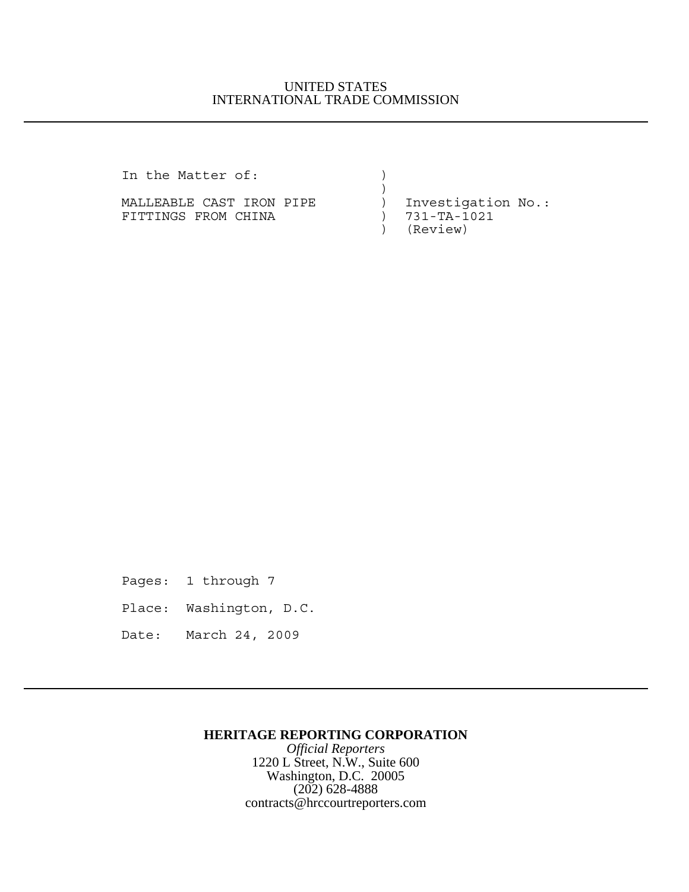UNITED STATES
INTERNATIONAL TRADE COMMISSION

---

```
In the Matter of:              )
                               )
MALLEABLE CAST IRON PIPE       )  Investigation No.:
FITTINGS FROM CHINA            )  731-TA-1021
                               )  (Review)
```

Pages: 1 through 7

Place: Washington, D.C.

Date: March 24, 2009

---

**HERITAGE REPORTING CORPORATION**
*Official Reporters*
1220 L Street, N.W., Suite 600
Washington, D.C. 20005
(202) 628-4888
contracts@hrccourtreporters.com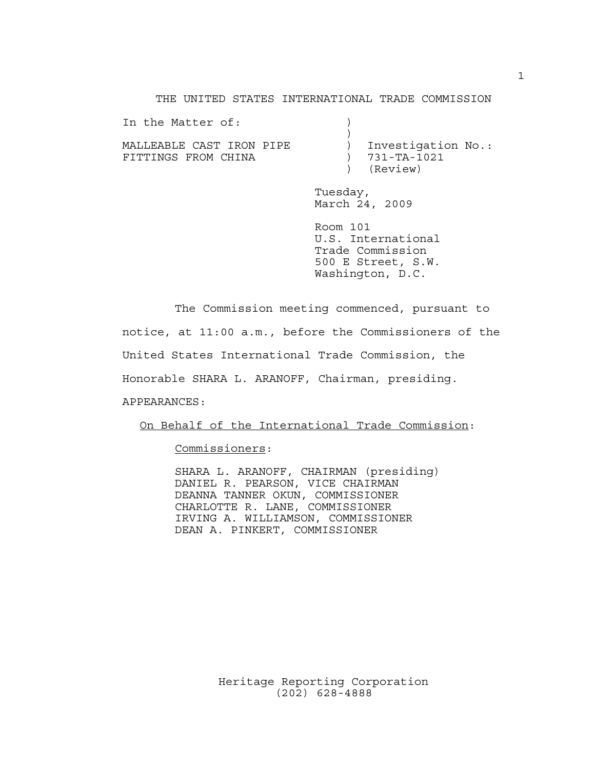THE UNITED STATES INTERNATIONAL TRADE COMMISSION

| In the Matter of: | ) | |
|---|---|---|
| | ) | |
| MALLEABLE CAST IRON PIPE | ) | Investigation No.: |
| FITTINGS FROM CHINA | ) | 731-TA-1021 |
| | ) | (Review) |

Tuesday,
March 24, 2009

Room 101
U.S. International
Trade Commission
500 E Street, S.W.
Washington, D.C.

The Commission meeting commenced, pursuant to notice, at 11:00 a.m., before the Commissioners of the United States International Trade Commission, the Honorable SHARA L. ARANOFF, Chairman, presiding.

APPEARANCES:

On Behalf of the International Trade Commission:

Commissioners:

SHARA L. ARANOFF, CHAIRMAN (presiding)
DANIEL R. PEARSON, VICE CHAIRMAN
DEANNA TANNER OKUN, COMMISSIONER
CHARLOTTE R. LANE, COMMISSIONER
IRVING A. WILLIAMSON, COMMISSIONER
DEAN A. PINKERT, COMMISSIONER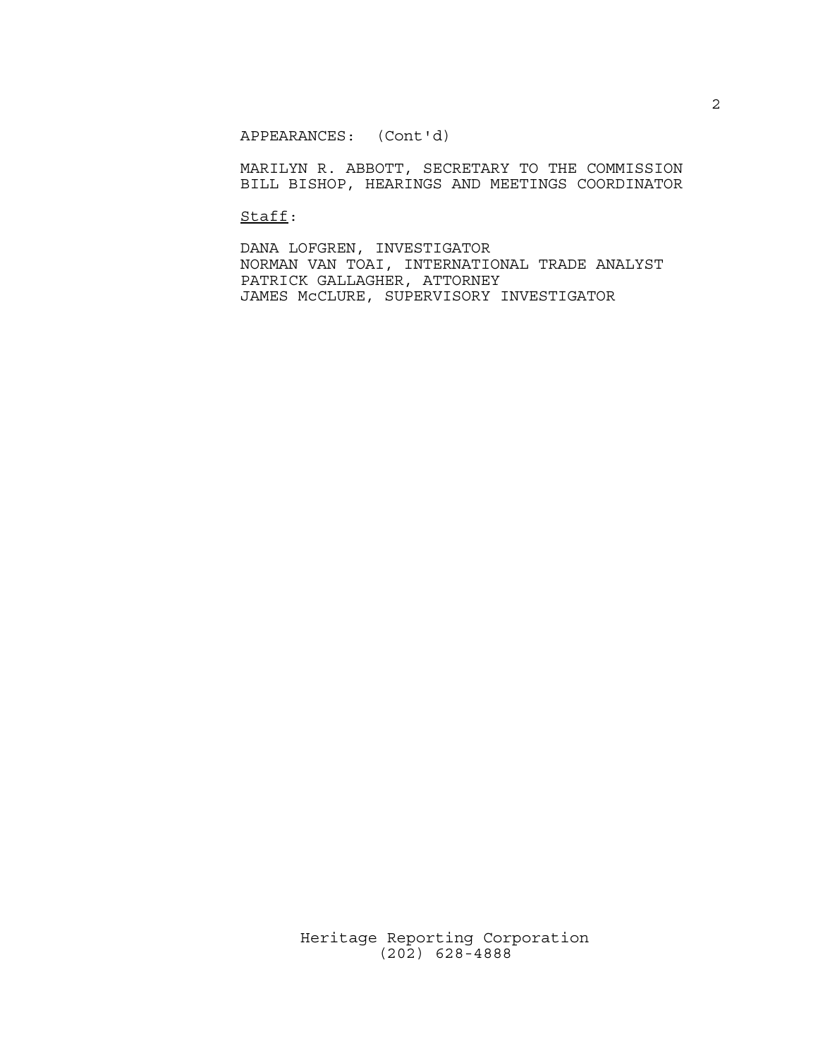APPEARANCES: (Cont'd)

MARILYN R. ABBOTT, SECRETARY TO THE COMMISSION
BILL BISHOP, HEARINGS AND MEETINGS COORDINATOR

Staff:

DANA LOFGREN, INVESTIGATOR
NORMAN VAN TOAI, INTERNATIONAL TRADE ANALYST
PATRICK GALLAGHER, ATTORNEY
JAMES McCLURE, SUPERVISORY INVESTIGATOR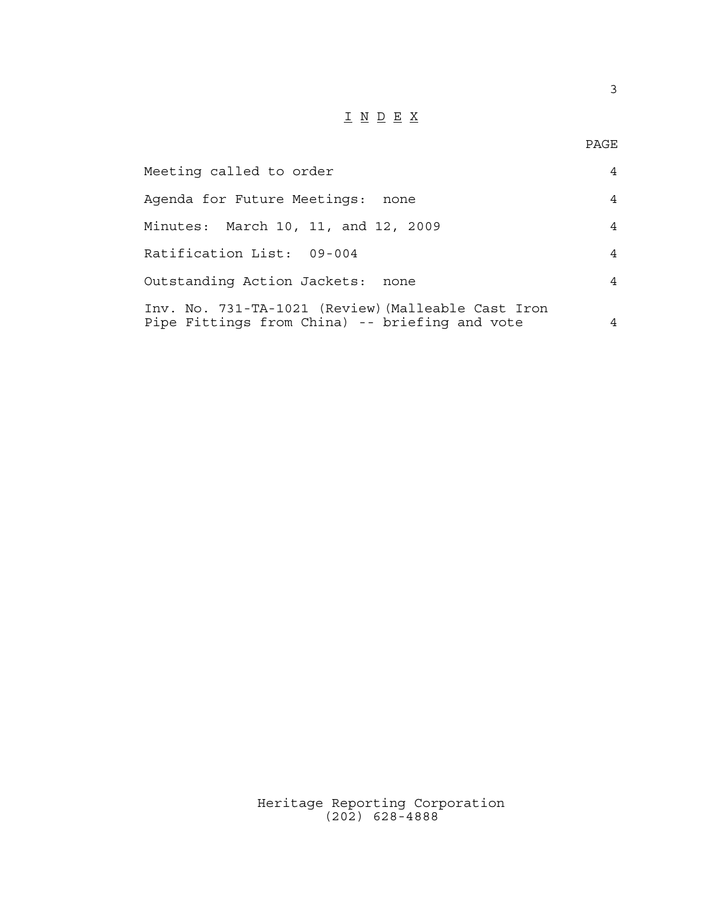# I N D E X

| | PAGE |
|---|---|
| Meeting called to order | 4 |
| Agenda for Future Meetings: none | 4 |
| Minutes: March 10, 11, and 12, 2009 | 4 |
| Ratification List: 09-004 | 4 |
| Outstanding Action Jackets: none | 4 |
| Inv. No. 731-TA-1021 (Review)(Malleable Cast Iron Pipe Fittings from China) -- briefing and vote | 4 |

Heritage Reporting Corporation
(202) 628-4888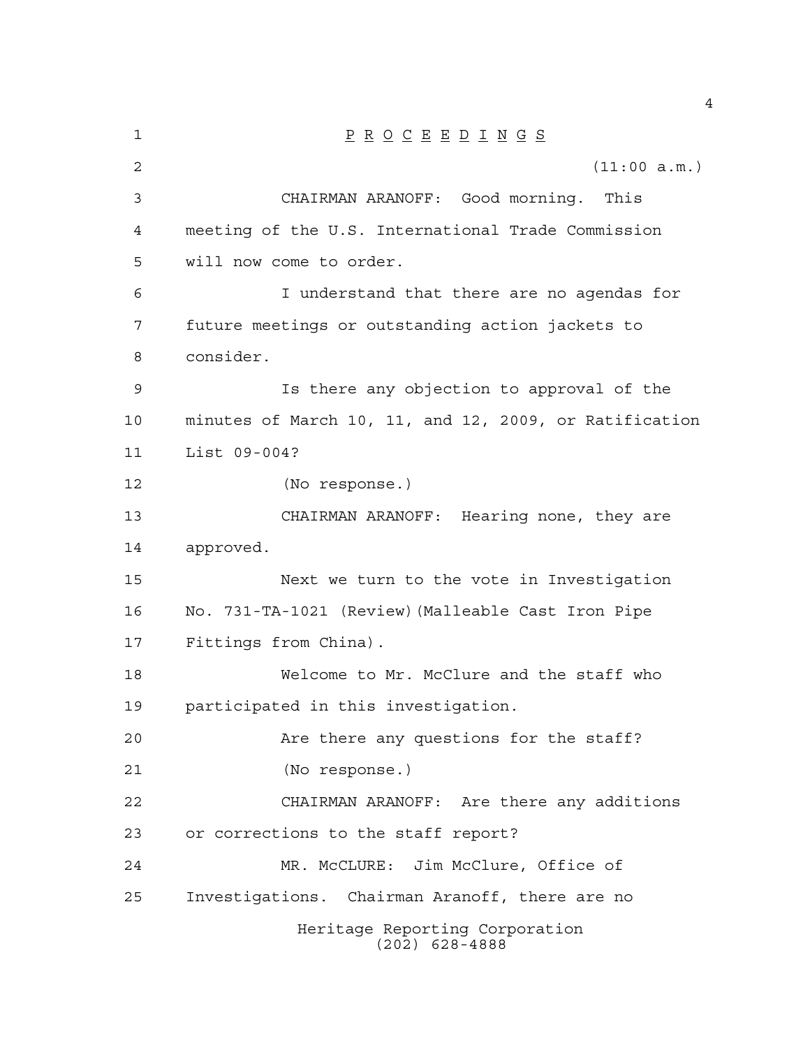P R O C E E D I N G S

(11:00 a.m.)

CHAIRMAN ARANOFF: Good morning. This meeting of the U.S. International Trade Commission will now come to order.

I understand that there are no agendas for future meetings or outstanding action jackets to consider.

Is there any objection to approval of the minutes of March 10, 11, and 12, 2009, or Ratification List 09-004?

(No response.)

CHAIRMAN ARANOFF: Hearing none, they are approved.

Next we turn to the vote in Investigation No. 731-TA-1021 (Review)(Malleable Cast Iron Pipe Fittings from China).

Welcome to Mr. McClure and the staff who participated in this investigation.

Are there any questions for the staff?

(No response.)

CHAIRMAN ARANOFF: Are there any additions or corrections to the staff report?

MR. McCLURE: Jim McClure, Office of Investigations. Chairman Aranoff, there are no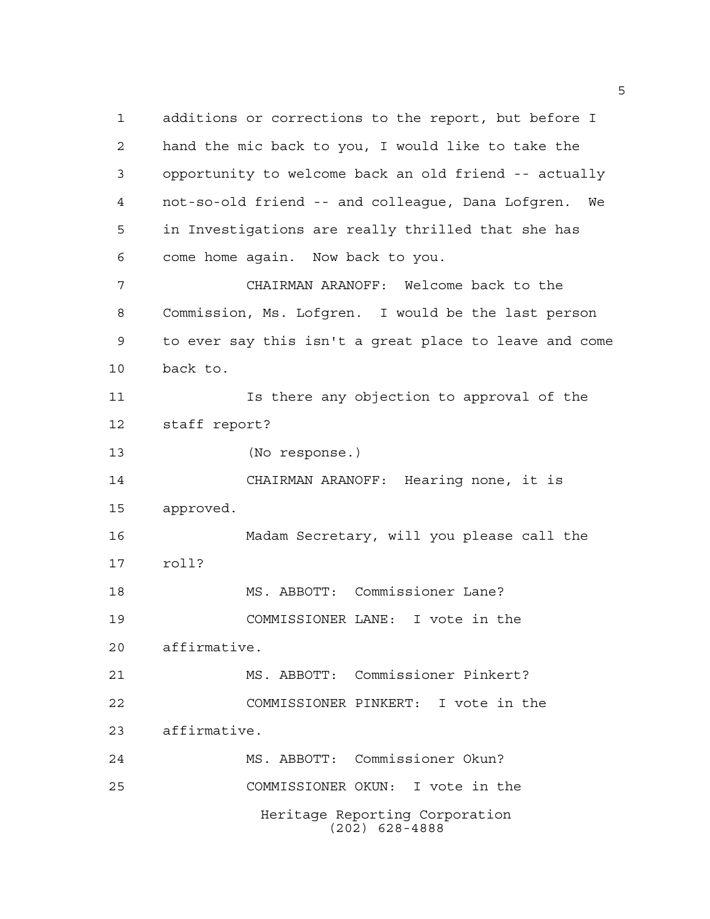additions or corrections to the report, but before I hand the mic back to you, I would like to take the opportunity to welcome back an old friend -- actually not-so-old friend -- and colleague, Dana Lofgren. We in Investigations are really thrilled that she has come home again. Now back to you.

CHAIRMAN ARANOFF: Welcome back to the Commission, Ms. Lofgren. I would be the last person to ever say this isn't a great place to leave and come back to.

Is there any objection to approval of the staff report?

(No response.)

CHAIRMAN ARANOFF: Hearing none, it is approved.

Madam Secretary, will you please call the roll?

MS. ABBOTT: Commissioner Lane?

COMMISSIONER LANE: I vote in the affirmative.

MS. ABBOTT: Commissioner Pinkert?

COMMISSIONER PINKERT: I vote in the affirmative.

MS. ABBOTT: Commissioner Okun?

COMMISSIONER OKUN: I vote in the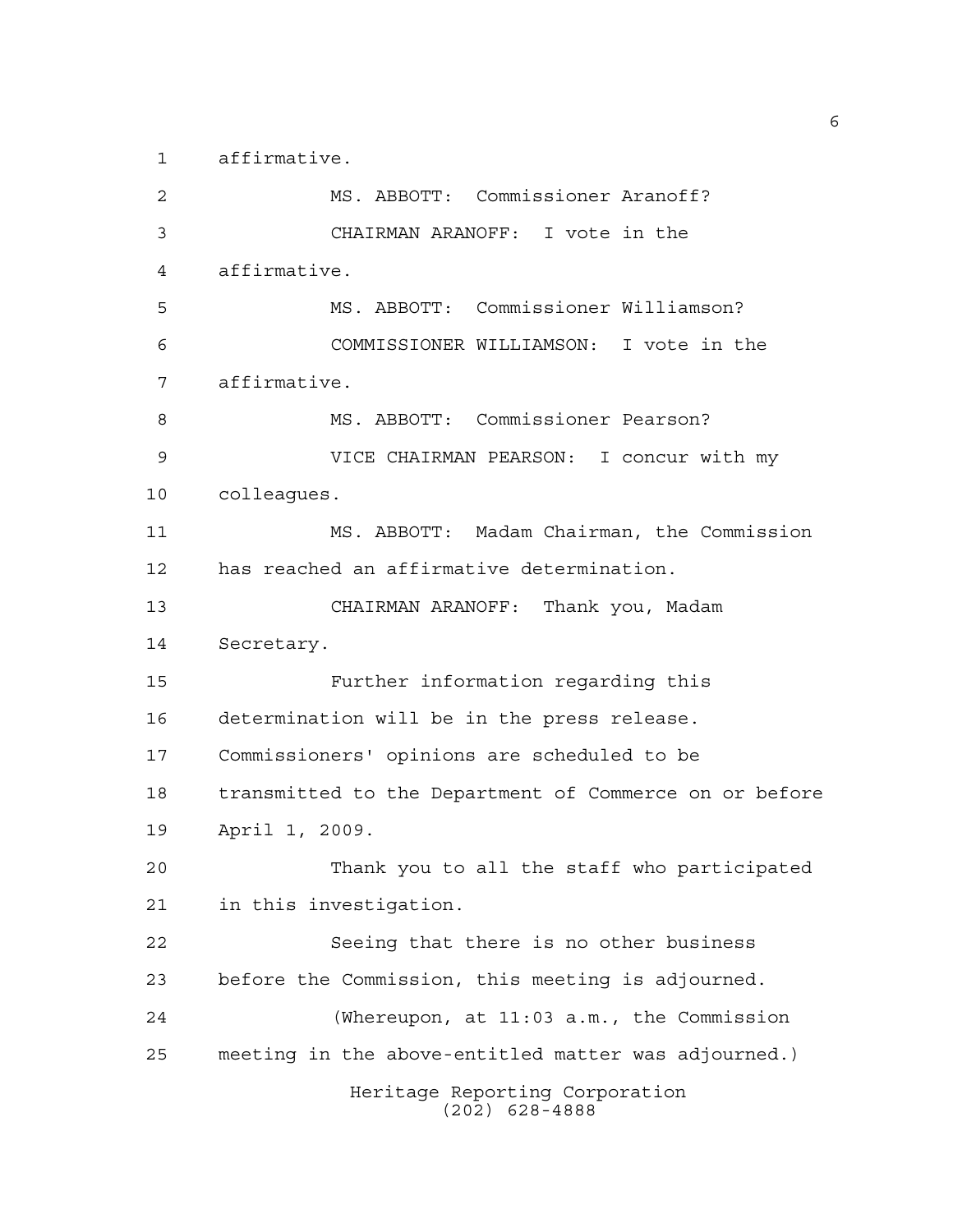affirmative.

MS. ABBOTT: Commissioner Aranoff?

CHAIRMAN ARANOFF: I vote in the affirmative.

MS. ABBOTT: Commissioner Williamson?

COMMISSIONER WILLIAMSON: I vote in the affirmative.

MS. ABBOTT: Commissioner Pearson?

VICE CHAIRMAN PEARSON: I concur with my colleagues.

MS. ABBOTT: Madam Chairman, the Commission has reached an affirmative determination.

CHAIRMAN ARANOFF: Thank you, Madam Secretary.

Further information regarding this determination will be in the press release. Commissioners' opinions are scheduled to be transmitted to the Department of Commerce on or before April 1, 2009.

Thank you to all the staff who participated in this investigation.

Seeing that there is no other business before the Commission, this meeting is adjourned.

(Whereupon, at 11:03 a.m., the Commission meeting in the above-entitled matter was adjourned.)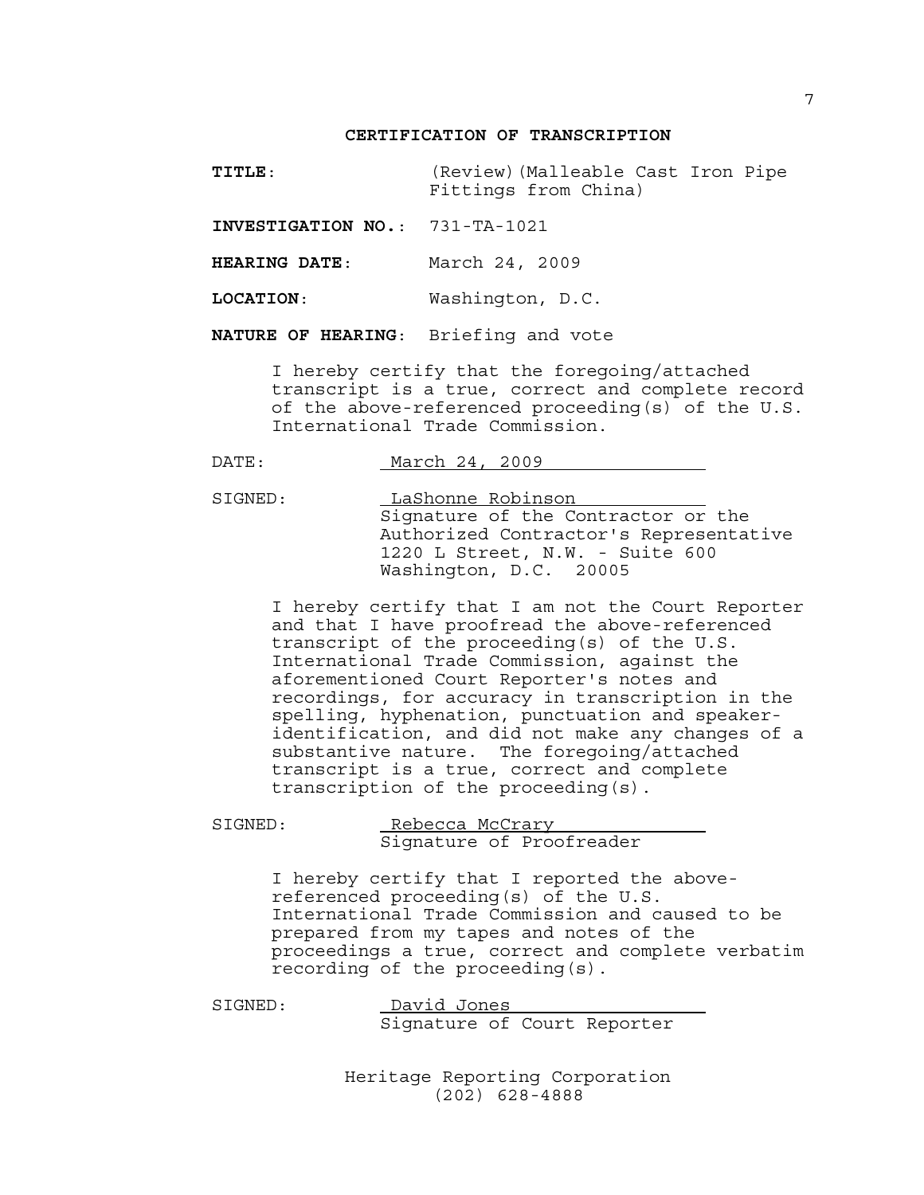## CERTIFICATION OF TRANSCRIPTION

**TITLE**: (Review)(Malleable Cast Iron Pipe Fittings from China)

**INVESTIGATION NO.**: 731-TA-1021

**HEARING DATE**: March 24, 2009

**LOCATION**: Washington, D.C.

**NATURE OF HEARING**: Briefing and vote

I hereby certify that the foregoing/attached transcript is a true, correct and complete record of the above-referenced proceeding(s) of the U.S. International Trade Commission.

DATE: March 24, 2009

SIGNED: LaShonne Robinson
Signature of the Contractor or the Authorized Contractor's Representative
1220 L Street, N.W. - Suite 600
Washington, D.C. 20005

I hereby certify that I am not the Court Reporter and that I have proofread the above-referenced transcript of the proceeding(s) of the U.S. International Trade Commission, against the aforementioned Court Reporter's notes and recordings, for accuracy in transcription in the spelling, hyphenation, punctuation and speaker-identification, and did not make any changes of a substantive nature. The foregoing/attached transcript is a true, correct and complete transcription of the proceeding(s).

SIGNED: Rebecca McCrary
Signature of Proofreader

I hereby certify that I reported the above-referenced proceeding(s) of the U.S. International Trade Commission and caused to be prepared from my tapes and notes of the proceedings a true, correct and complete verbatim recording of the proceeding(s).

SIGNED: David Jones
Signature of Court Reporter